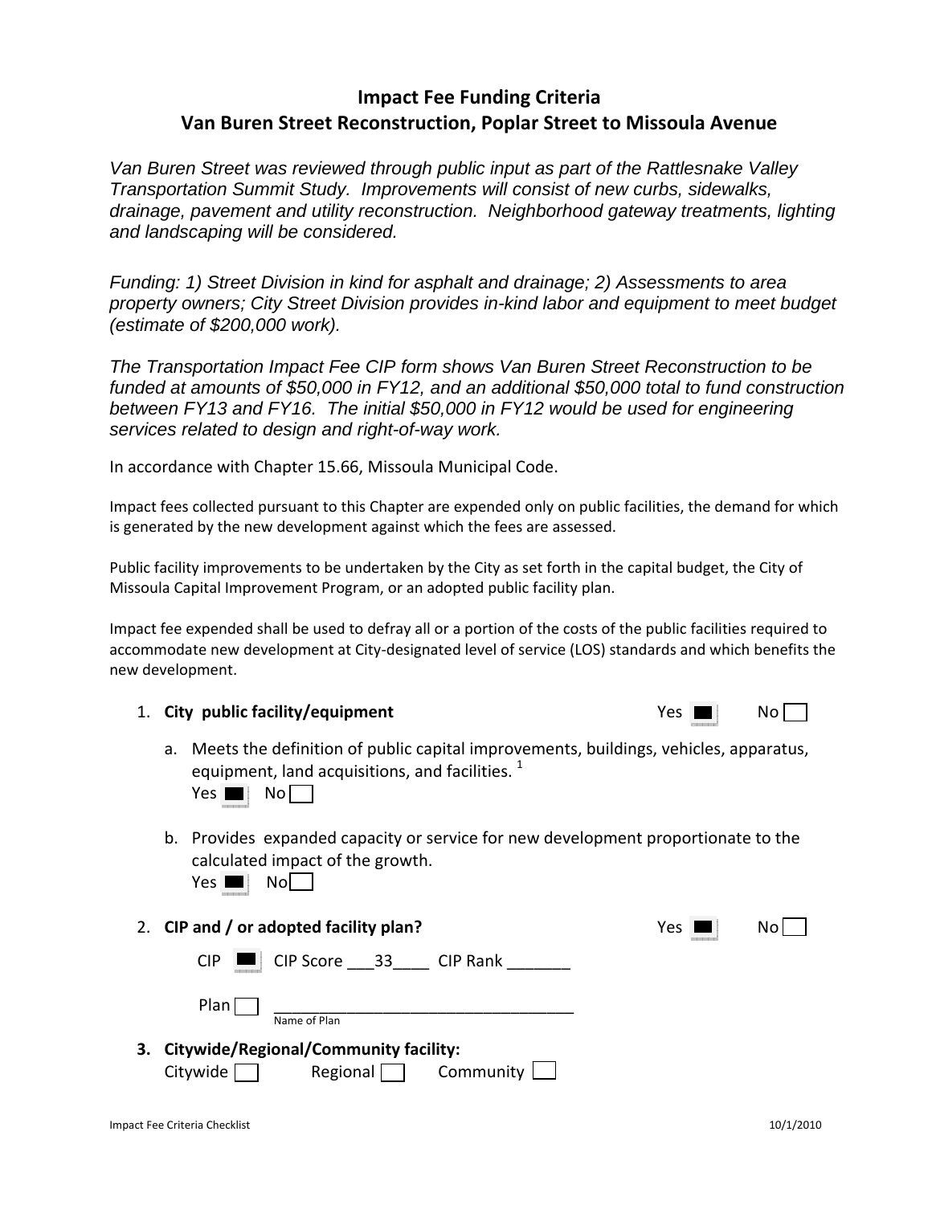# Impact Fee Funding Criteria
## Van Buren Street Reconstruction, Poplar Street to Missoula Avenue

*Van Buren Street was reviewed through public input as part of the Rattlesnake Valley Transportation Summit Study. Improvements will consist of new curbs, sidewalks, drainage, pavement and utility reconstruction. Neighborhood gateway treatments, lighting and landscaping will be considered.*

*Funding: 1) Street Division in kind for asphalt and drainage; 2) Assessments to area property owners; City Street Division provides in-kind labor and equipment to meet budget (estimate of $200,000 work).*

*The Transportation Impact Fee CIP form shows Van Buren Street Reconstruction to be funded at amounts of $50,000 in FY12, and an additional $50,000 total to fund construction between FY13 and FY16. The initial $50,000 in FY12 would be used for engineering services related to design and right-of-way work.*

In accordance with Chapter 15.66, Missoula Municipal Code.

Impact fees collected pursuant to this Chapter are expended only on public facilities, the demand for which is generated by the new development against which the fees are assessed.

Public facility improvements to be undertaken by the City as set forth in the capital budget, the City of Missoula Capital Improvement Program, or an adopted public facility plan.

Impact fee expended shall be used to defray all or a portion of the costs of the public facilities required to accommodate new development at City-designated level of service (LOS) standards and which benefits the new development.

1. **City public facility/equipment** Yes ☒ No ☐
   a. Meets the definition of public capital improvements, buildings, vehicles, apparatus, equipment, land acquisitions, and facilities. [1]
      Yes ☒ No ☐
   b. Provides expanded capacity or service for new development proportionate to the calculated impact of the growth.
      Yes ☒ No ☐

2. **CIP and / or adopted facility plan?** Yes ☒ No ☐

   CIP ☒ CIP Score ___33____ CIP Rank _______

   Plan ☐ ___________________________________
   Name of Plan

3. **Citywide/Regional/Community facility:**
   Citywide ☐ Regional ☐ Community ☐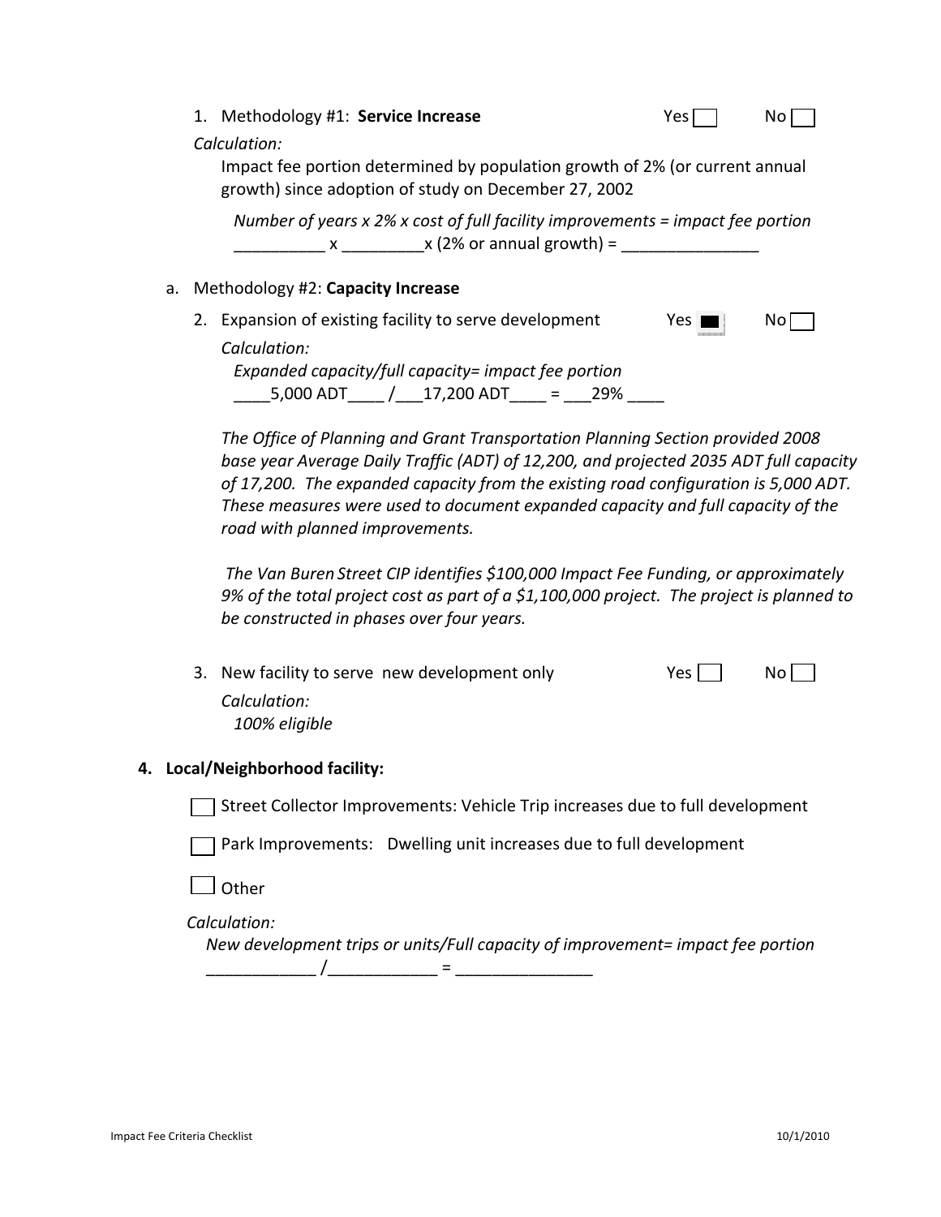1. Methodology #1: **Service Increase** Yes ☐ No ☐

   *Calculation:*

   Impact fee portion determined by population growth of 2% (or current annual growth) since adoption of study on December 27, 2002

   *Number of years x 2% x cost of full facility improvements = impact fee portion*

   __________ x _________x (2% or annual growth) = _______________

a. Methodology #2: **Capacity Increase**

2. Expansion of existing facility to serve development Yes ☒ No ☐

   *Calculation:*

   *Expanded capacity/full capacity= impact fee portion*

   ____5,000 ADT____ /___17,200 ADT____ = ___29% ____

   *The Office of Planning and Grant Transportation Planning Section provided 2008 base year Average Daily Traffic (ADT) of 12,200, and projected 2035 ADT full capacity of 17,200. The expanded capacity from the existing road configuration is 5,000 ADT. These measures were used to document expanded capacity and full capacity of the road with planned improvements.*

   *The Van Buren Street CIP identifies $100,000 Impact Fee Funding, or approximately 9% of the total project cost as part of a $1,100,000 project. The project is planned to be constructed in phases over four years.*

3. New facility to serve new development only Yes ☐ No ☐

   *Calculation:*

   *100% eligible*

**4. Local/Neighborhood facility:**

☐ Street Collector Improvements: Vehicle Trip increases due to full development

☐ Park Improvements: Dwelling unit increases due to full development

☐ Other

*Calculation:*

*New development trips or units/Full capacity of improvement= impact fee portion*

____________ /____________ = _______________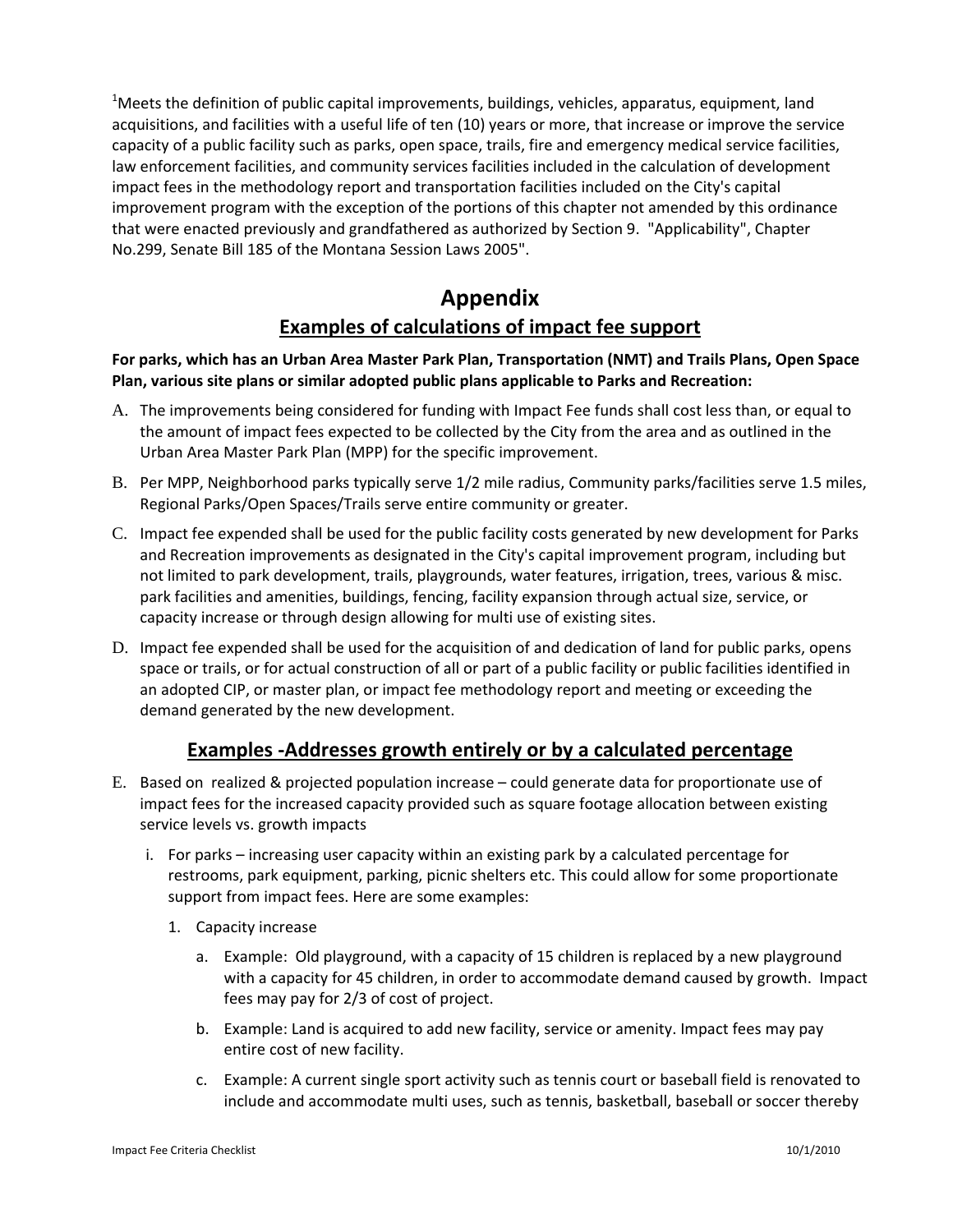[1]Meets the definition of public capital improvements, buildings, vehicles, apparatus, equipment, land acquisitions, and facilities with a useful life of ten (10) years or more, that increase or improve the service capacity of a public facility such as parks, open space, trails, fire and emergency medical service facilities, law enforcement facilities, and community services facilities included in the calculation of development impact fees in the methodology report and transportation facilities included on the City's capital improvement program with the exception of the portions of this chapter not amended by this ordinance that were enacted previously and grandfathered as authorized by Section 9. "Applicability", Chapter No.299, Senate Bill 185 of the Montana Session Laws 2005".

# Appendix

## Examples of calculations of impact fee support

**For parks, which has an Urban Area Master Park Plan, Transportation (NMT) and Trails Plans, Open Space Plan, various site plans or similar adopted public plans applicable to Parks and Recreation:**

A. The improvements being considered for funding with Impact Fee funds shall cost less than, or equal to the amount of impact fees expected to be collected by the City from the area and as outlined in the Urban Area Master Park Plan (MPP) for the specific improvement.

B. Per MPP, Neighborhood parks typically serve 1/2 mile radius, Community parks/facilities serve 1.5 miles, Regional Parks/Open Spaces/Trails serve entire community or greater.

C. Impact fee expended shall be used for the public facility costs generated by new development for Parks and Recreation improvements as designated in the City's capital improvement program, including but not limited to park development, trails, playgrounds, water features, irrigation, trees, various & misc. park facilities and amenities, buildings, fencing, facility expansion through actual size, service, or capacity increase or through design allowing for multi use of existing sites.

D. Impact fee expended shall be used for the acquisition of and dedication of land for public parks, opens space or trails, or for actual construction of all or part of a public facility or public facilities identified in an adopted CIP, or master plan, or impact fee methodology report and meeting or exceeding the demand generated by the new development.

## Examples -Addresses growth entirely or by a calculated percentage

E. Based on realized & projected population increase – could generate data for proportionate use of impact fees for the increased capacity provided such as square footage allocation between existing service levels vs. growth impacts

   i. For parks – increasing user capacity within an existing park by a calculated percentage for restrooms, park equipment, parking, picnic shelters etc. This could allow for some proportionate support from impact fees. Here are some examples:

      1. Capacity increase

         a. Example: Old playground, with a capacity of 15 children is replaced by a new playground with a capacity for 45 children, in order to accommodate demand caused by growth. Impact fees may pay for 2/3 of cost of project.

         b. Example: Land is acquired to add new facility, service or amenity. Impact fees may pay entire cost of new facility.

         c. Example: A current single sport activity such as tennis court or baseball field is renovated to include and accommodate multi uses, such as tennis, basketball, baseball or soccer thereby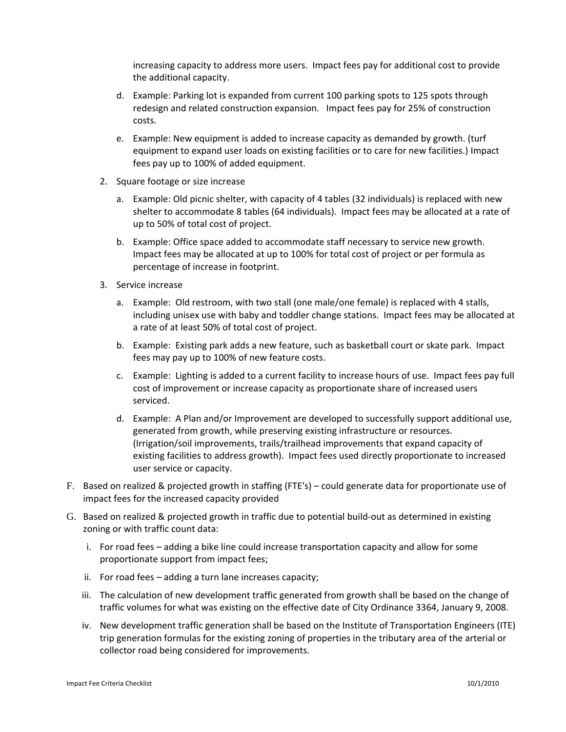increasing capacity to address more users. Impact fees pay for additional cost to provide the additional capacity.

  d. Example: Parking lot is expanded from current 100 parking spots to 125 spots through redesign and related construction expansion. Impact fees pay for 25% of construction costs.

  e. Example: New equipment is added to increase capacity as demanded by growth. (turf equipment to expand user loads on existing facilities or to care for new facilities.) Impact fees pay up to 100% of added equipment.

2. Square footage or size increase

  a. Example: Old picnic shelter, with capacity of 4 tables (32 individuals) is replaced with new shelter to accommodate 8 tables (64 individuals). Impact fees may be allocated at a rate of up to 50% of total cost of project.

  b. Example: Office space added to accommodate staff necessary to service new growth. Impact fees may be allocated at up to 100% for total cost of project or per formula as percentage of increase in footprint.

3. Service increase

  a. Example: Old restroom, with two stall (one male/one female) is replaced with 4 stalls, including unisex use with baby and toddler change stations. Impact fees may be allocated at a rate of at least 50% of total cost of project.

  b. Example: Existing park adds a new feature, such as basketball court or skate park. Impact fees may pay up to 100% of new feature costs.

  c. Example: Lighting is added to a current facility to increase hours of use. Impact fees pay full cost of improvement or increase capacity as proportionate share of increased users serviced.

  d. Example: A Plan and/or Improvement are developed to successfully support additional use, generated from growth, while preserving existing infrastructure or resources. (Irrigation/soil improvements, trails/trailhead improvements that expand capacity of existing facilities to address growth). Impact fees used directly proportionate to increased user service or capacity.

F. Based on realized & projected growth in staffing (FTE's) – could generate data for proportionate use of impact fees for the increased capacity provided

G. Based on realized & projected growth in traffic due to potential build-out as determined in existing zoning or with traffic count data:

  i. For road fees – adding a bike line could increase transportation capacity and allow for some proportionate support from impact fees;

  ii. For road fees – adding a turn lane increases capacity;

  iii. The calculation of new development traffic generated from growth shall be based on the change of traffic volumes for what was existing on the effective date of City Ordinance 3364, January 9, 2008.

  iv. New development traffic generation shall be based on the Institute of Transportation Engineers (ITE) trip generation formulas for the existing zoning of properties in the tributary area of the arterial or collector road being considered for improvements.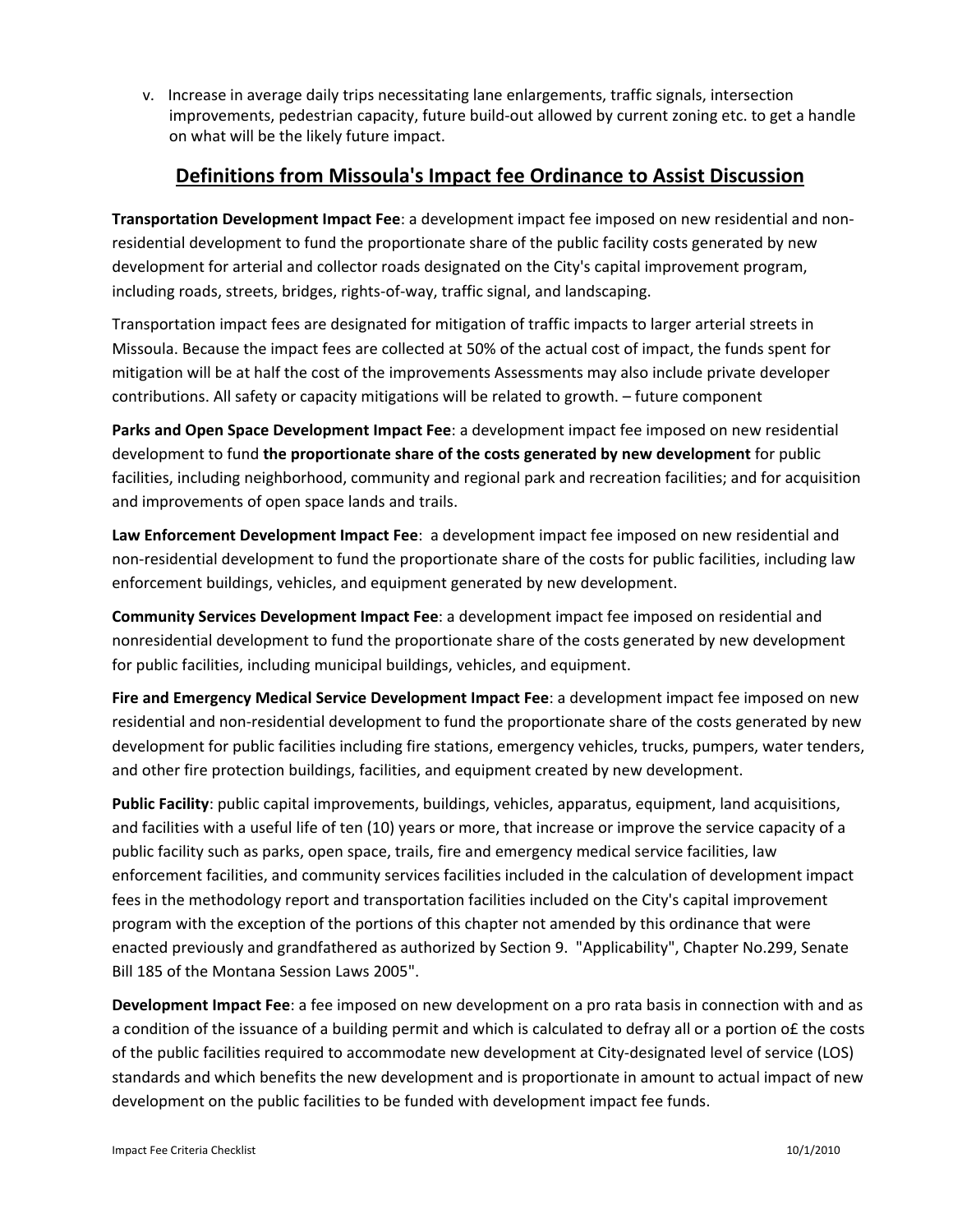v. Increase in average daily trips necessitating lane enlargements, traffic signals, intersection improvements, pedestrian capacity, future build-out allowed by current zoning etc. to get a handle on what will be the likely future impact.

## Definitions from Missoula's Impact fee Ordinance to Assist Discussion

**Transportation Development Impact Fee**: a development impact fee imposed on new residential and non-residential development to fund the proportionate share of the public facility costs generated by new development for arterial and collector roads designated on the City's capital improvement program, including roads, streets, bridges, rights-of-way, traffic signal, and landscaping.

Transportation impact fees are designated for mitigation of traffic impacts to larger arterial streets in Missoula. Because the impact fees are collected at 50% of the actual cost of impact, the funds spent for mitigation will be at half the cost of the improvements Assessments may also include private developer contributions. All safety or capacity mitigations will be related to growth. – future component

**Parks and Open Space Development Impact Fee**: a development impact fee imposed on new residential development to fund **the proportionate share of the costs generated by new development** for public facilities, including neighborhood, community and regional park and recreation facilities; and for acquisition and improvements of open space lands and trails.

**Law Enforcement Development Impact Fee**: a development impact fee imposed on new residential and non-residential development to fund the proportionate share of the costs for public facilities, including law enforcement buildings, vehicles, and equipment generated by new development.

**Community Services Development Impact Fee**: a development impact fee imposed on residential and nonresidential development to fund the proportionate share of the costs generated by new development for public facilities, including municipal buildings, vehicles, and equipment.

**Fire and Emergency Medical Service Development Impact Fee**: a development impact fee imposed on new residential and non-residential development to fund the proportionate share of the costs generated by new development for public facilities including fire stations, emergency vehicles, trucks, pumpers, water tenders, and other fire protection buildings, facilities, and equipment created by new development.

**Public Facility**: public capital improvements, buildings, vehicles, apparatus, equipment, land acquisitions, and facilities with a useful life of ten (10) years or more, that increase or improve the service capacity of a public facility such as parks, open space, trails, fire and emergency medical service facilities, law enforcement facilities, and community services facilities included in the calculation of development impact fees in the methodology report and transportation facilities included on the City's capital improvement program with the exception of the portions of this chapter not amended by this ordinance that were enacted previously and grandfathered as authorized by Section 9. "Applicability", Chapter No.299, Senate Bill 185 of the Montana Session Laws 2005".

**Development Impact Fee**: a fee imposed on new development on a pro rata basis in connection with and as a condition of the issuance of a building permit and which is calculated to defray all or a portion o£ the costs of the public facilities required to accommodate new development at City-designated level of service (LOS) standards and which benefits the new development and is proportionate in amount to actual impact of new development on the public facilities to be funded with development impact fee funds.